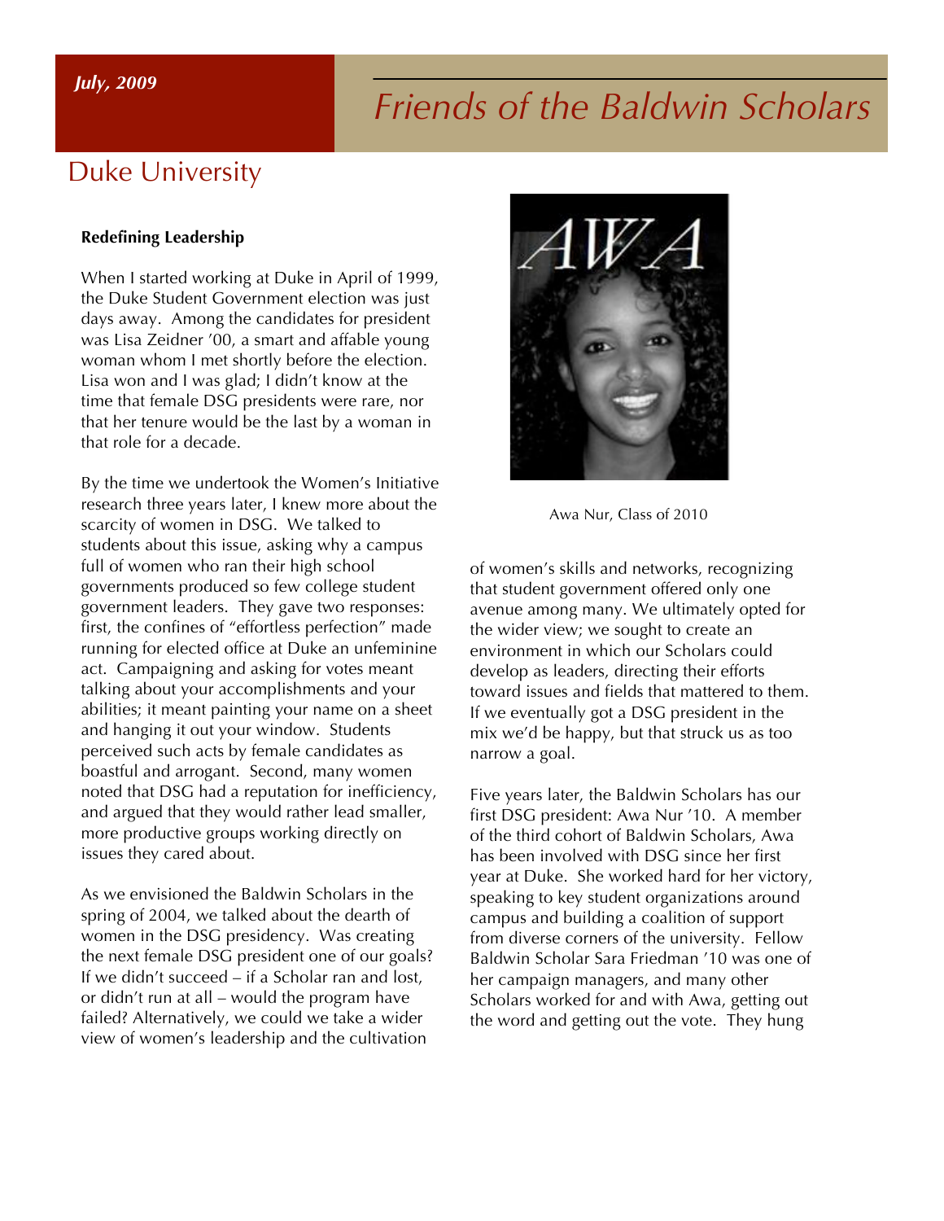July, 2009

# Friends of the Baldwin Scholars

## Duke University

### Redefining Leadership

When I started working at Duke in April of 1999, the Duke Student Government election was just days away. Among the candidates for president was Lisa Zeidner '00, a smart and affable young woman whom I met shortly before the election. Lisa won and I was glad; I didn't know at the time that female DSG presidents were rare, nor that her tenure would be the last by a woman in that role for a decade.

By the time we undertook the Women's Initiative research three years later, I knew more about the scarcity of women in DSG. We talked to students about this issue, asking why a campus full of women who ran their high school governments produced so few college student government leaders. They gave two responses: first, the confines of "effortless perfection" made running for elected office at Duke an unfeminine act. Campaigning and asking for votes meant talking about your accomplishments and your abilities; it meant painting your name on a sheet and hanging it out your window. Students perceived such acts by female candidates as boastful and arrogant. Second, many women noted that DSG had a reputation for inefficiency, and argued that they would rather lead smaller, more productive groups working directly on issues they cared about.

As we envisioned the Baldwin Scholars in the spring of 2004, we talked about the dearth of women in the DSG presidency. Was creating the next female DSG president one of our goals? If we didn't succeed – if a Scholar ran and lost, or didn't run at all – would the program have failed? Alternatively, we could we take a wider view of women's leadership and the cultivation of women's skills and networks, recognizing that student government offered only one avenue among many. We ultimately opted for the wider view; we sought to create an environment in which our Scholars could develop as leaders, directing their efforts toward issues and fields that mattered to them. If we eventually got a DSG president in the mix we'd be happy, but that struck us as too narrow a goal.

AWA

Awa Nur, Class of 2010

Five years later, the Baldwin Scholars has our first DSG president: Awa Nur '10. A member of the third cohort of Baldwin Scholars, Awa has been involved with DSG since her first year at Duke. She worked hard for her victory, speaking to key student organizations around campus and building a coalition of support from diverse corners of the university. Fellow Baldwin Scholar Sara Friedman '10 was one of her campaign managers, and many other Scholars worked for and with Awa, getting out the word and getting out the vote. They hung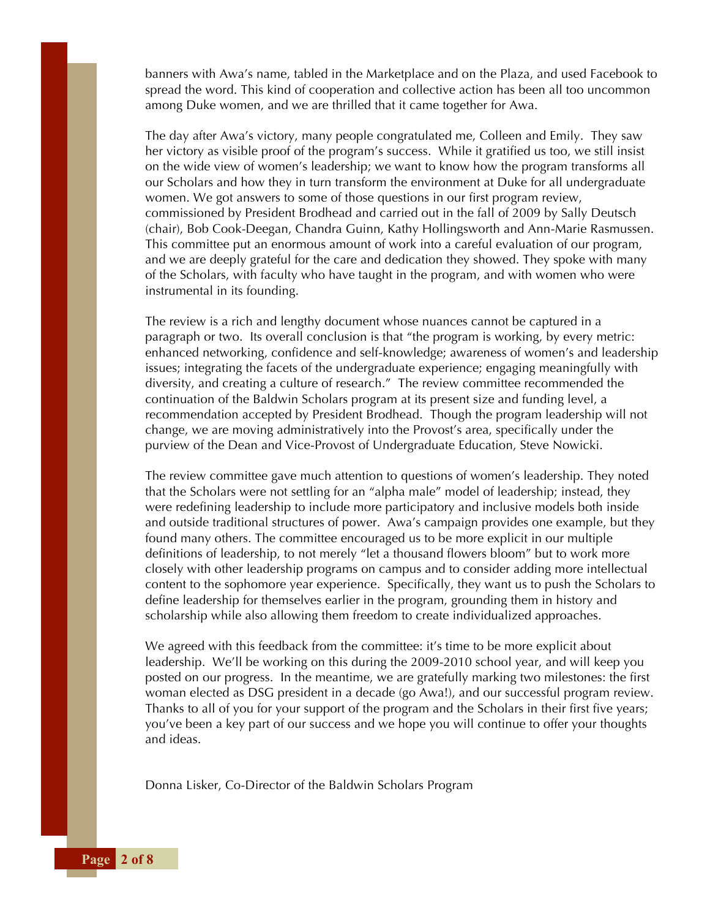banners with Awa's name, tabled in the Marketplace and on the Plaza, and used Facebook to spread the word. This kind of cooperation and collective action has been all too uncommon among Duke women, and we are thrilled that it came together for Awa.

The day after Awa's victory, many people congratulated me, Colleen and Emily. They saw her victory as visible proof of the program's success. While it gratified us too, we still insist on the wide view of women's leadership; we want to know how the program transforms all our Scholars and how they in turn transform the environment at Duke for all undergraduate women. We got answers to some of those questions in our first program review, commissioned by President Brodhead and carried out in the fall of 2009 by Sally Deutsch (chair), Bob Cook-Deegan, Chandra Guinn, Kathy Hollingsworth and Ann-Marie Rasmussen. This committee put an enormous amount of work into a careful evaluation of our program, and we are deeply grateful for the care and dedication they showed. They spoke with many of the Scholars, with faculty who have taught in the program, and with women who were instrumental in its founding.

The review is a rich and lengthy document whose nuances cannot be captured in a paragraph or two. Its overall conclusion is that "the program is working, by every metric: enhanced networking, confidence and self-knowledge; awareness of women's and leadership issues; integrating the facets of the undergraduate experience; engaging meaningfully with diversity, and creating a culture of research." The review committee recommended the continuation of the Baldwin Scholars program at its present size and funding level, a recommendation accepted by President Brodhead. Though the program leadership will not change, we are moving administratively into the Provost's area, specifically under the purview of the Dean and Vice-Provost of Undergraduate Education, Steve Nowicki.

The review committee gave much attention to questions of women's leadership. They noted that the Scholars were not settling for an "alpha male" model of leadership; instead, they were redefining leadership to include more participatory and inclusive models both inside and outside traditional structures of power. Awa's campaign provides one example, but they found many others. The committee encouraged us to be more explicit in our multiple definitions of leadership, to not merely "let a thousand flowers bloom" but to work more closely with other leadership programs on campus and to consider adding more intellectual content to the sophomore year experience. Specifically, they want us to push the Scholars to define leadership for themselves earlier in the program, grounding them in history and scholarship while also allowing them freedom to create individualized approaches.

We agreed with this feedback from the committee: it's time to be more explicit about leadership. We'll be working on this during the 2009-2010 school year, and will keep you posted on our progress. In the meantime, we are gratefully marking two milestones: the first woman elected as DSG president in a decade (go Awa!), and our successful program review. Thanks to all of you for your support of the program and the Scholars in their first five years; you've been a key part of our success and we hope you will continue to offer your thoughts and ideas.

Donna Lisker, Co-Director of the Baldwin Scholars Program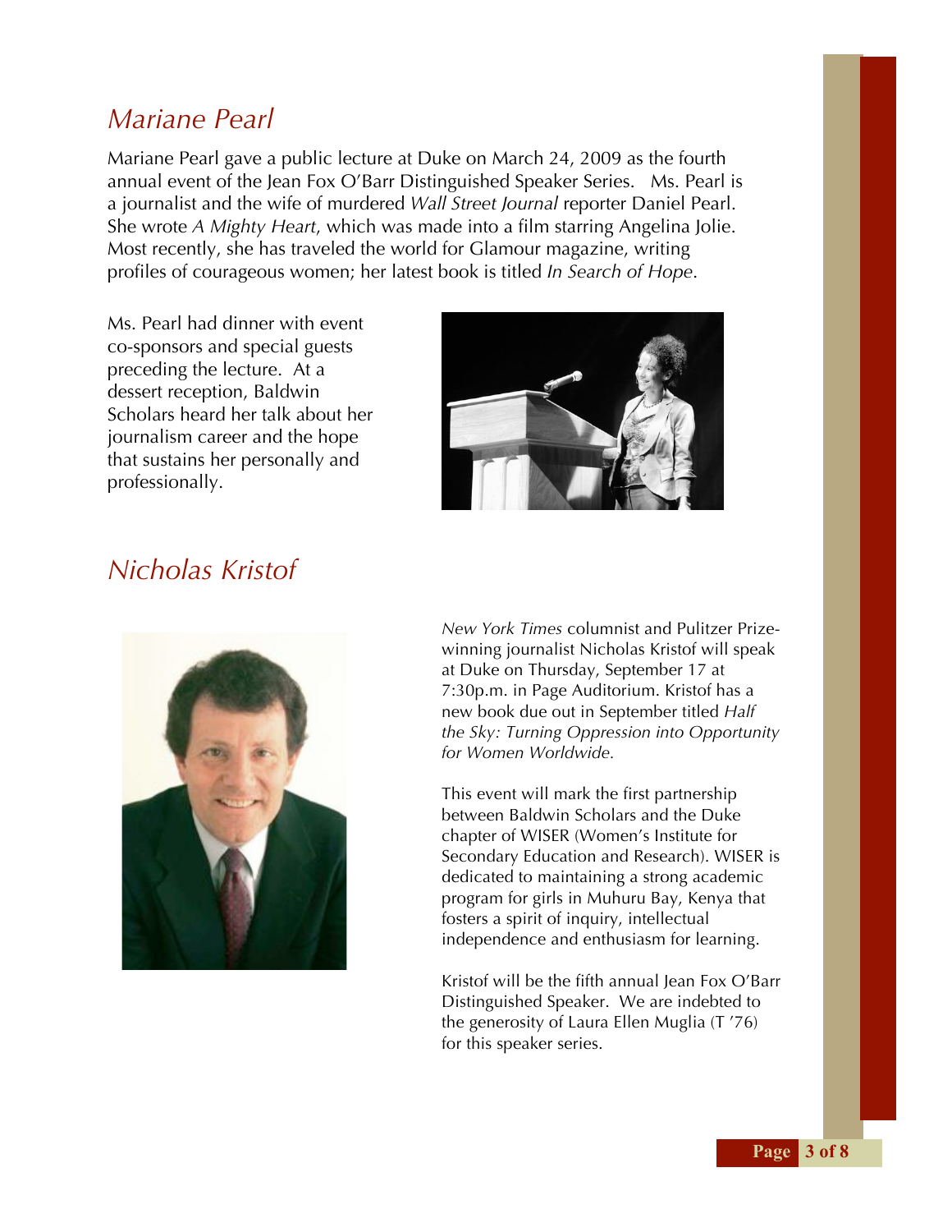## *Mariane Pearl*

Mariane Pearl gave a public lecture at Duke on March 24, 2009 as the fourth annual event of the Jean Fox O'Barr Distinguished Speaker Series. Ms. Pearl is a journalist and the wife of murdered *Wall Street Journal* reporter Daniel Pearl. She wrote *A Mighty Heart*, which was made into a film starring Angelina Jolie. Most recently, she has traveled the world for Glamour magazine, writing profiles of courageous women; her latest book is titled *In Search of Hope*.

Ms. Pearl had dinner with event co-sponsors and special guests preceding the lecture. At a dessert reception, Baldwin Scholars heard her talk about her journalism career and the hope that sustains her personally and professionally.

## *Nicholas Kristof*

*New York Times* columnist and Pulitzer Prize-winning journalist Nicholas Kristof will speak at Duke on Thursday, September 17 at 7:30p.m. in Page Auditorium. Kristof has a new book due out in September titled *Half the Sky: Turning Oppression into Opportunity for Women Worldwide.*

This event will mark the first partnership between Baldwin Scholars and the Duke chapter of WISER (Women's Institute for Secondary Education and Research). WISER is dedicated to maintaining a strong academic program for girls in Muhuru Bay, Kenya that fosters a spirit of inquiry, intellectual independence and enthusiasm for learning.

Kristof will be the fifth annual Jean Fox O'Barr Distinguished Speaker. We are indebted to the generosity of Laura Ellen Muglia (T '76) for this speaker series.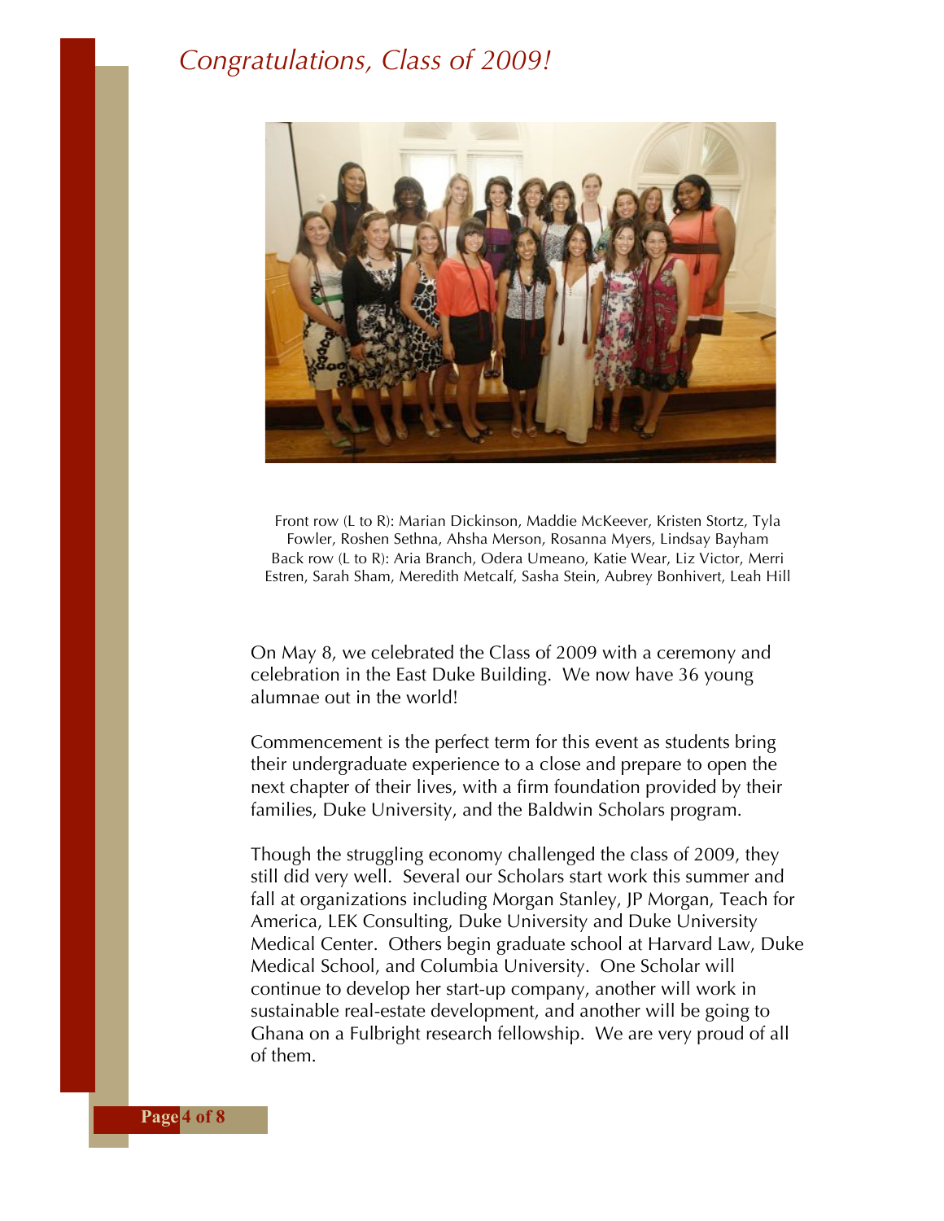# Congratulations, Class of 2009!

Front row (L to R): Marian Dickinson, Maddie McKeever, Kristen Stortz, Tyla Fowler, Roshen Sethna, Ahsha Merson, Rosanna Myers, Lindsay Bayham
Back row (L to R): Aria Branch, Odera Umeano, Katie Wear, Liz Victor, Merri Estren, Sarah Sham, Meredith Metcalf, Sasha Stein, Aubrey Bonhivert, Leah Hill

On May 8, we celebrated the Class of 2009 with a ceremony and celebration in the East Duke Building. We now have 36 young alumnae out in the world!

Commencement is the perfect term for this event as students bring their undergraduate experience to a close and prepare to open the next chapter of their lives, with a firm foundation provided by their families, Duke University, and the Baldwin Scholars program.

Though the struggling economy challenged the class of 2009, they still did very well. Several our Scholars start work this summer and fall at organizations including Morgan Stanley, JP Morgan, Teach for America, LEK Consulting, Duke University and Duke University Medical Center. Others begin graduate school at Harvard Law, Duke Medical School, and Columbia University. One Scholar will continue to develop her start-up company, another will work in sustainable real-estate development, and another will be going to Ghana on a Fulbright research fellowship. We are very proud of all of them.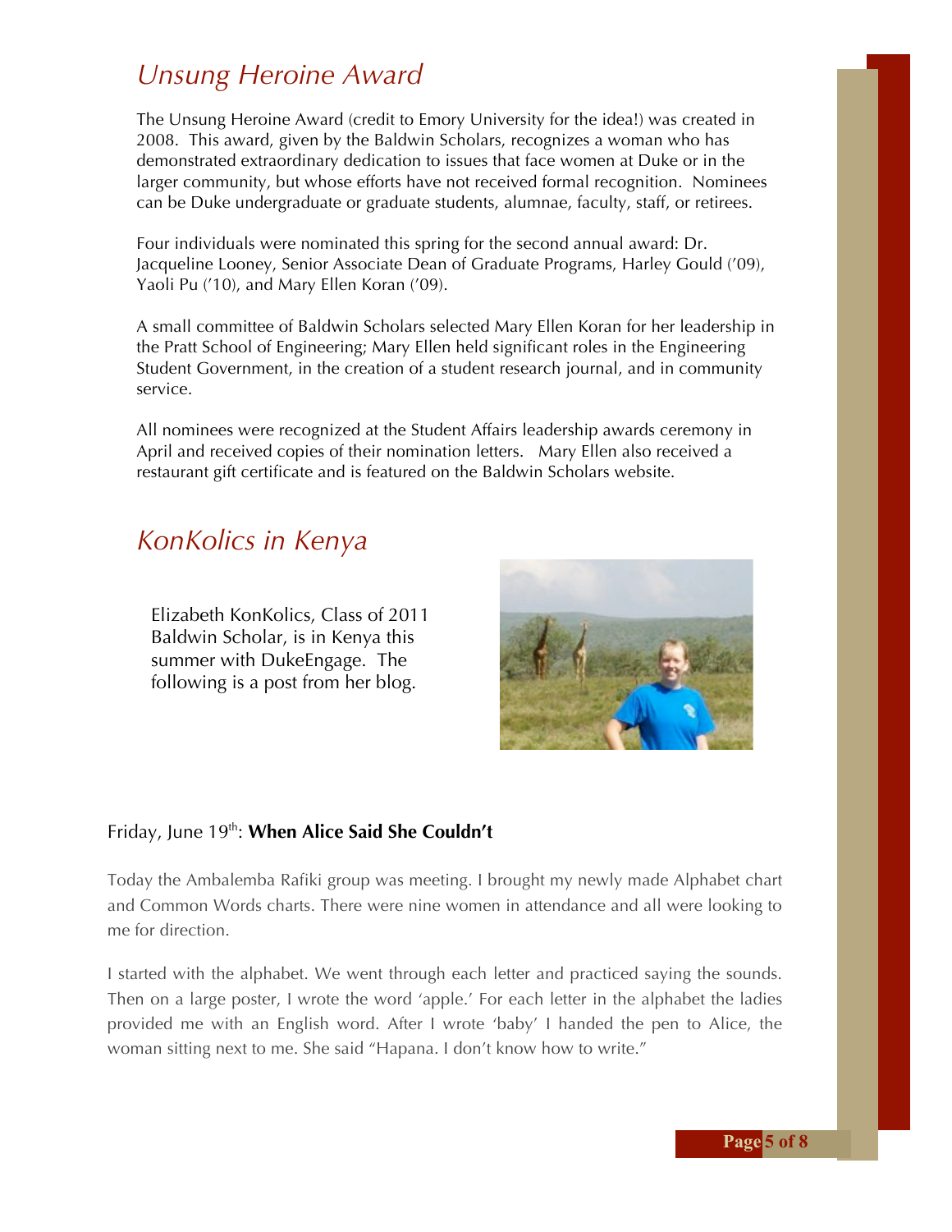## *Unsung Heroine Award*

The Unsung Heroine Award (credit to Emory University for the idea!) was created in 2008. This award, given by the Baldwin Scholars, recognizes a woman who has demonstrated extraordinary dedication to issues that face women at Duke or in the larger community, but whose efforts have not received formal recognition. Nominees can be Duke undergraduate or graduate students, alumnae, faculty, staff, or retirees.

Four individuals were nominated this spring for the second annual award: Dr. Jacqueline Looney, Senior Associate Dean of Graduate Programs, Harley Gould ('09), Yaoli Pu ('10), and Mary Ellen Koran ('09).

A small committee of Baldwin Scholars selected Mary Ellen Koran for her leadership in the Pratt School of Engineering; Mary Ellen held significant roles in the Engineering Student Government, in the creation of a student research journal, and in community service.

All nominees were recognized at the Student Affairs leadership awards ceremony in April and received copies of their nomination letters. Mary Ellen also received a restaurant gift certificate and is featured on the Baldwin Scholars website.

## *KonKolics in Kenya*

Elizabeth KonKolics, Class of 2011 Baldwin Scholar, is in Kenya this summer with DukeEngage. The following is a post from her blog.

Friday, June 19th: **When Alice Said She Couldn't**

Today the Ambalemba Rafiki group was meeting. I brought my newly made Alphabet chart and Common Words charts. There were nine women in attendance and all were looking to me for direction.

I started with the alphabet. We went through each letter and practiced saying the sounds. Then on a large poster, I wrote the word 'apple.' For each letter in the alphabet the ladies provided me with an English word. After I wrote 'baby' I handed the pen to Alice, the woman sitting next to me. She said "Hapana. I don't know how to write."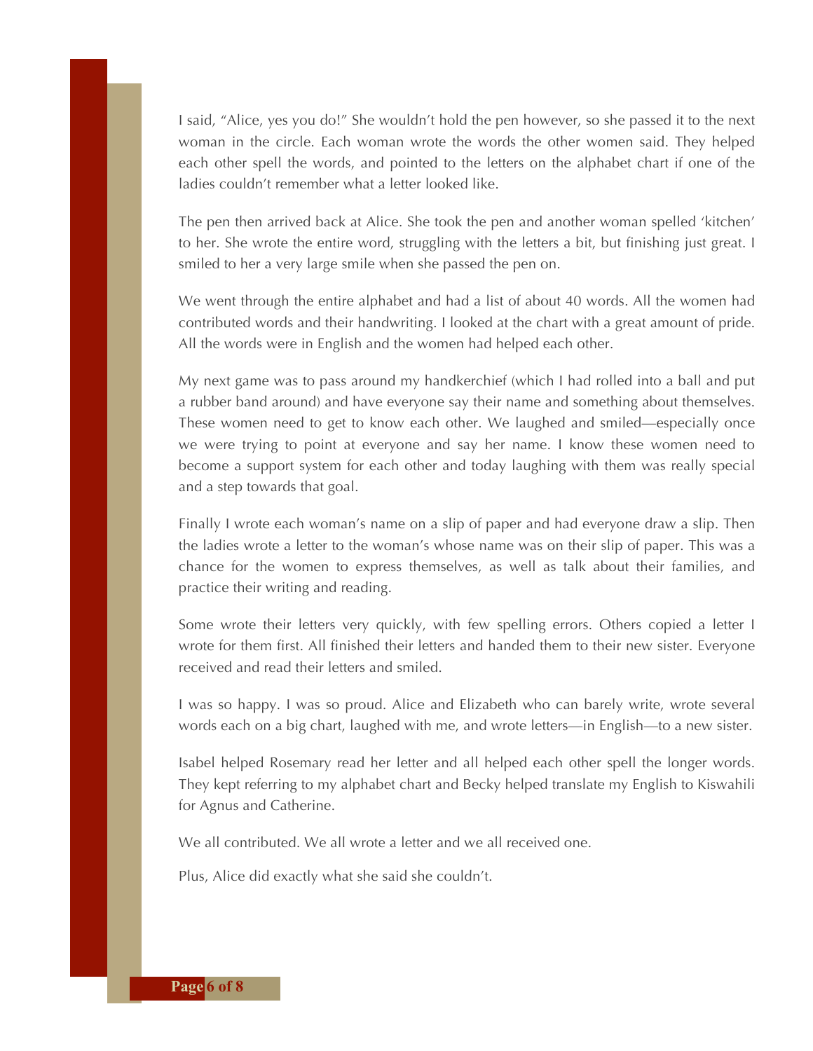I said, "Alice, yes you do!" She wouldn't hold the pen however, so she passed it to the next woman in the circle. Each woman wrote the words the other women said. They helped each other spell the words, and pointed to the letters on the alphabet chart if one of the ladies couldn't remember what a letter looked like.

The pen then arrived back at Alice. She took the pen and another woman spelled 'kitchen' to her. She wrote the entire word, struggling with the letters a bit, but finishing just great. I smiled to her a very large smile when she passed the pen on.

We went through the entire alphabet and had a list of about 40 words. All the women had contributed words and their handwriting. I looked at the chart with a great amount of pride. All the words were in English and the women had helped each other.

My next game was to pass around my handkerchief (which I had rolled into a ball and put a rubber band around) and have everyone say their name and something about themselves. These women need to get to know each other. We laughed and smiled—especially once we were trying to point at everyone and say her name. I know these women need to become a support system for each other and today laughing with them was really special and a step towards that goal.

Finally I wrote each woman's name on a slip of paper and had everyone draw a slip. Then the ladies wrote a letter to the woman's whose name was on their slip of paper. This was a chance for the women to express themselves, as well as talk about their families, and practice their writing and reading.

Some wrote their letters very quickly, with few spelling errors. Others copied a letter I wrote for them first. All finished their letters and handed them to their new sister. Everyone received and read their letters and smiled.

I was so happy. I was so proud. Alice and Elizabeth who can barely write, wrote several words each on a big chart, laughed with me, and wrote letters—in English—to a new sister.

Isabel helped Rosemary read her letter and all helped each other spell the longer words. They kept referring to my alphabet chart and Becky helped translate my English to Kiswahili for Agnus and Catherine.

We all contributed. We all wrote a letter and we all received one.

Plus, Alice did exactly what she said she couldn't.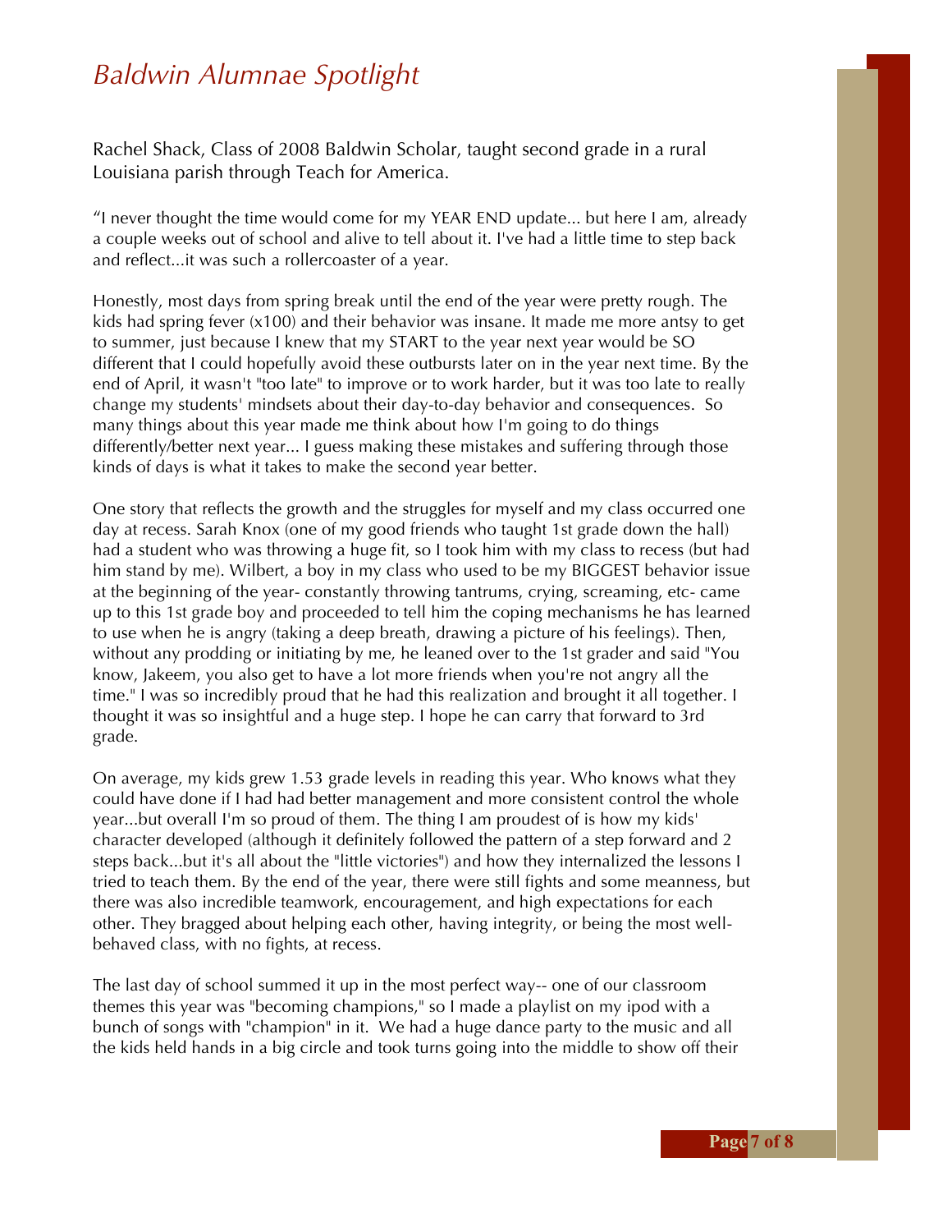# *Baldwin Alumnae Spotlight*

Rachel Shack, Class of 2008 Baldwin Scholar, taught second grade in a rural Louisiana parish through Teach for America.

"I never thought the time would come for my YEAR END update... but here I am, already a couple weeks out of school and alive to tell about it. I've had a little time to step back and reflect...it was such a rollercoaster of a year.

Honestly, most days from spring break until the end of the year were pretty rough. The kids had spring fever (x100) and their behavior was insane. It made me more antsy to get to summer, just because I knew that my START to the year next year would be SO different that I could hopefully avoid these outbursts later on in the year next time. By the end of April, it wasn't "too late" to improve or to work harder, but it was too late to really change my students' mindsets about their day-to-day behavior and consequences. So many things about this year made me think about how I'm going to do things differently/better next year... I guess making these mistakes and suffering through those kinds of days is what it takes to make the second year better.

One story that reflects the growth and the struggles for myself and my class occurred one day at recess. Sarah Knox (one of my good friends who taught 1st grade down the hall) had a student who was throwing a huge fit, so I took him with my class to recess (but had him stand by me). Wilbert, a boy in my class who used to be my BIGGEST behavior issue at the beginning of the year- constantly throwing tantrums, crying, screaming, etc- came up to this 1st grade boy and proceeded to tell him the coping mechanisms he has learned to use when he is angry (taking a deep breath, drawing a picture of his feelings). Then, without any prodding or initiating by me, he leaned over to the 1st grader and said "You know, Jakeem, you also get to have a lot more friends when you're not angry all the time." I was so incredibly proud that he had this realization and brought it all together. I thought it was so insightful and a huge step. I hope he can carry that forward to 3rd grade.

On average, my kids grew 1.53 grade levels in reading this year. Who knows what they could have done if I had had better management and more consistent control the whole year...but overall I'm so proud of them. The thing I am proudest of is how my kids' character developed (although it definitely followed the pattern of a step forward and 2 steps back...but it's all about the "little victories") and how they internalized the lessons I tried to teach them. By the end of the year, there were still fights and some meanness, but there was also incredible teamwork, encouragement, and high expectations for each other. They bragged about helping each other, having integrity, or being the most well-behaved class, with no fights, at recess.

The last day of school summed it up in the most perfect way-- one of our classroom themes this year was "becoming champions," so I made a playlist on my ipod with a bunch of songs with "champion" in it. We had a huge dance party to the music and all the kids held hands in a big circle and took turns going into the middle to show off their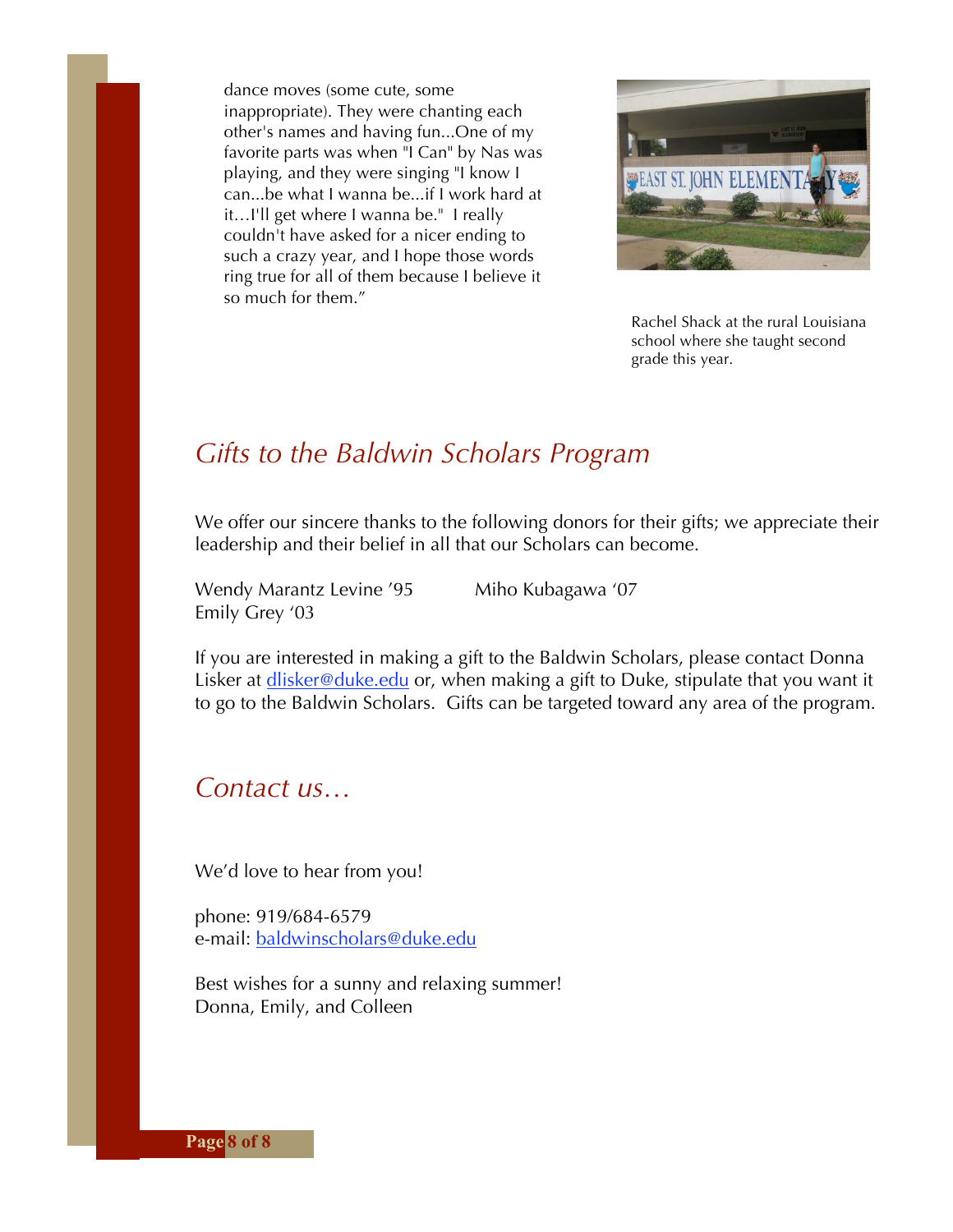dance moves (some cute, some inappropriate). They were chanting each other's names and having fun...One of my favorite parts was when "I Can" by Nas was playing, and they were singing "I know I can...be what I wanna be...if I work hard at it…I'll get where I wanna be." I really couldn't have asked for a nicer ending to such a crazy year, and I hope those words ring true for all of them because I believe it so much for them."

Rachel Shack at the rural Louisiana school where she taught second grade this year.

## *Gifts to the Baldwin Scholars Program*

We offer our sincere thanks to the following donors for their gifts; we appreciate their leadership and their belief in all that our Scholars can become.

Wendy Marantz Levine '95
Miho Kubagawa '07
Emily Grey '03

If you are interested in making a gift to the Baldwin Scholars, please contact Donna Lisker at dlisker@duke.edu or, when making a gift to Duke, stipulate that you want it to go to the Baldwin Scholars. Gifts can be targeted toward any area of the program.

## *Contact us…*

We'd love to hear from you!

phone: 919/684-6579
e-mail: baldwinscholars@duke.edu

Best wishes for a sunny and relaxing summer!
Donna, Emily, and Colleen